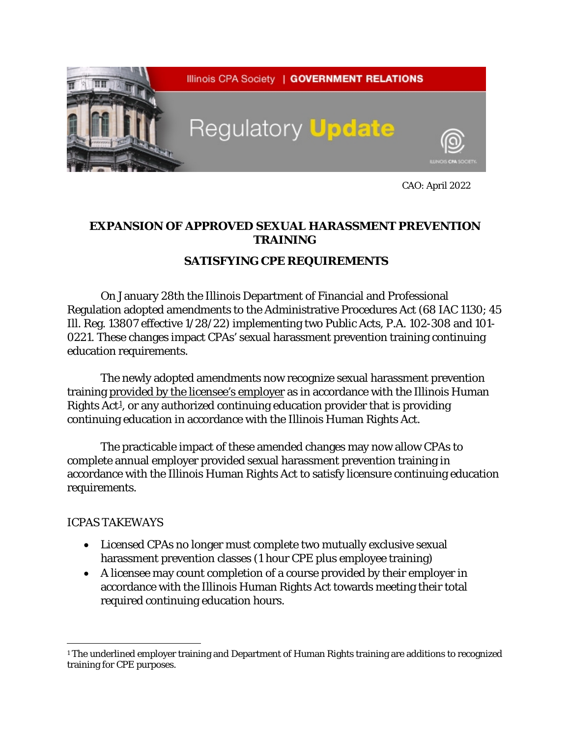Illinois CPA Society | GOVERNMENT RELATIONS

Regulatory **Update**

CAO: April 2022

## EXPANSION OF APPROVED SEXUAL HARASSMENT PREVENTION TRAINING

## SATISFYING CPE REQUIREMENTS

On January 28th the Illinois Department of Financial and Professional Regulation adopted amendments to the Administrative Procedures Act (68 IAC 1130; 45 Ill. Reg. 13807 effective 1/28/22) implementing two Public Acts, P.A. 102-308 and 101-0221. These changes impact CPAs' sexual harassment prevention training continuing education requirements.

The newly adopted amendments now recognize sexual harassment prevention training <u>provided by the licensee's employer</u> as in accordance with the Illinois Human Rights Act[1], or any authorized continuing education provider that is providing continuing education in accordance with the Illinois Human Rights Act.

The practicable impact of these amended changes may now allow CPAs to complete annual employer provided sexual harassment prevention training in accordance with the Illinois Human Rights Act to satisfy licensure continuing education requirements.

ICPAS TAKEWAYS

- Licensed CPAs no longer must complete two mutually exclusive sexual harassment prevention classes (1 hour CPE plus employee training)
- A licensee may count completion of a course provided by their employer in accordance with the Illinois Human Rights Act towards meeting their total required continuing education hours.

[1] The underlined employer training and Department of Human Rights training are additions to recognized training for CPE purposes.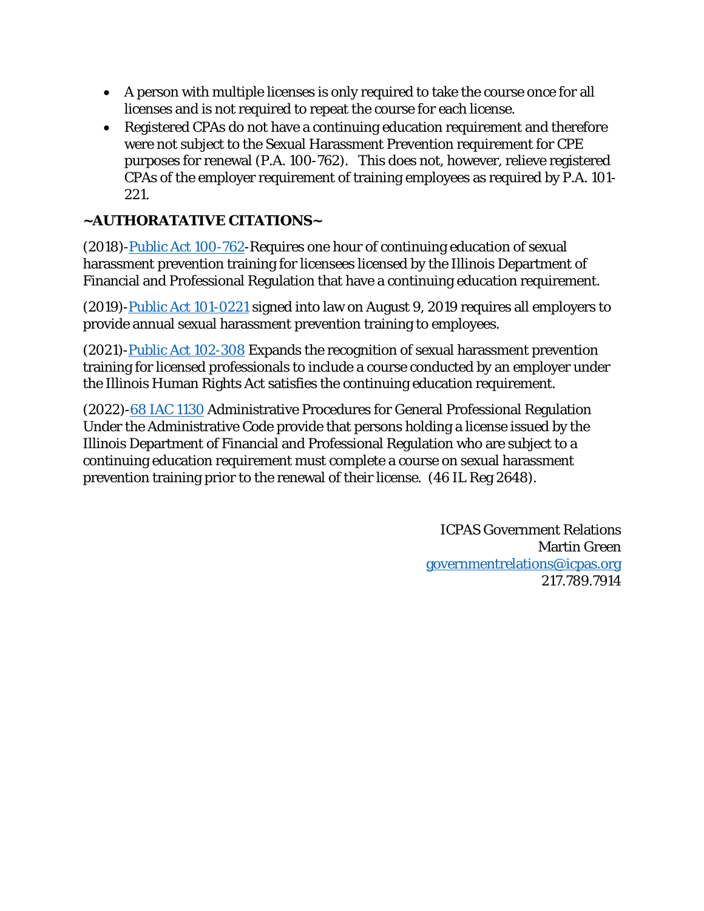- A person with multiple licenses is only required to take the course once for all licenses and is not required to repeat the course for each license.
- Registered CPAs do not have a continuing education requirement and therefore were not subject to the Sexual Harassment Prevention requirement for CPE purposes for renewal (P.A. 100-762). This does not, however, relieve registered CPAs of the employer requirement of training employees as required by P.A. 101-221.

**~AUTHORATATIVE CITATIONS~**

(2018)-Public Act 100-762-Requires one hour of continuing education of sexual harassment prevention training for licensees licensed by the Illinois Department of Financial and Professional Regulation that have a continuing education requirement.

(2019)-Public Act 101-0221 signed into law on August 9, 2019 requires all employers to provide annual sexual harassment prevention training to employees.

(2021)-Public Act 102-308 Expands the recognition of sexual harassment prevention training for licensed professionals to include a course conducted by an employer under the Illinois Human Rights Act satisfies the continuing education requirement.

(2022)-68 IAC 1130 Administrative Procedures for General Professional Regulation Under the Administrative Code provide that persons holding a license issued by the Illinois Department of Financial and Professional Regulation who are subject to a continuing education requirement must complete a course on sexual harassment prevention training prior to the renewal of their license. (46 IL Reg 2648).

ICPAS Government Relations
Martin Green
governmentrelations@icpas.org
217.789.7914